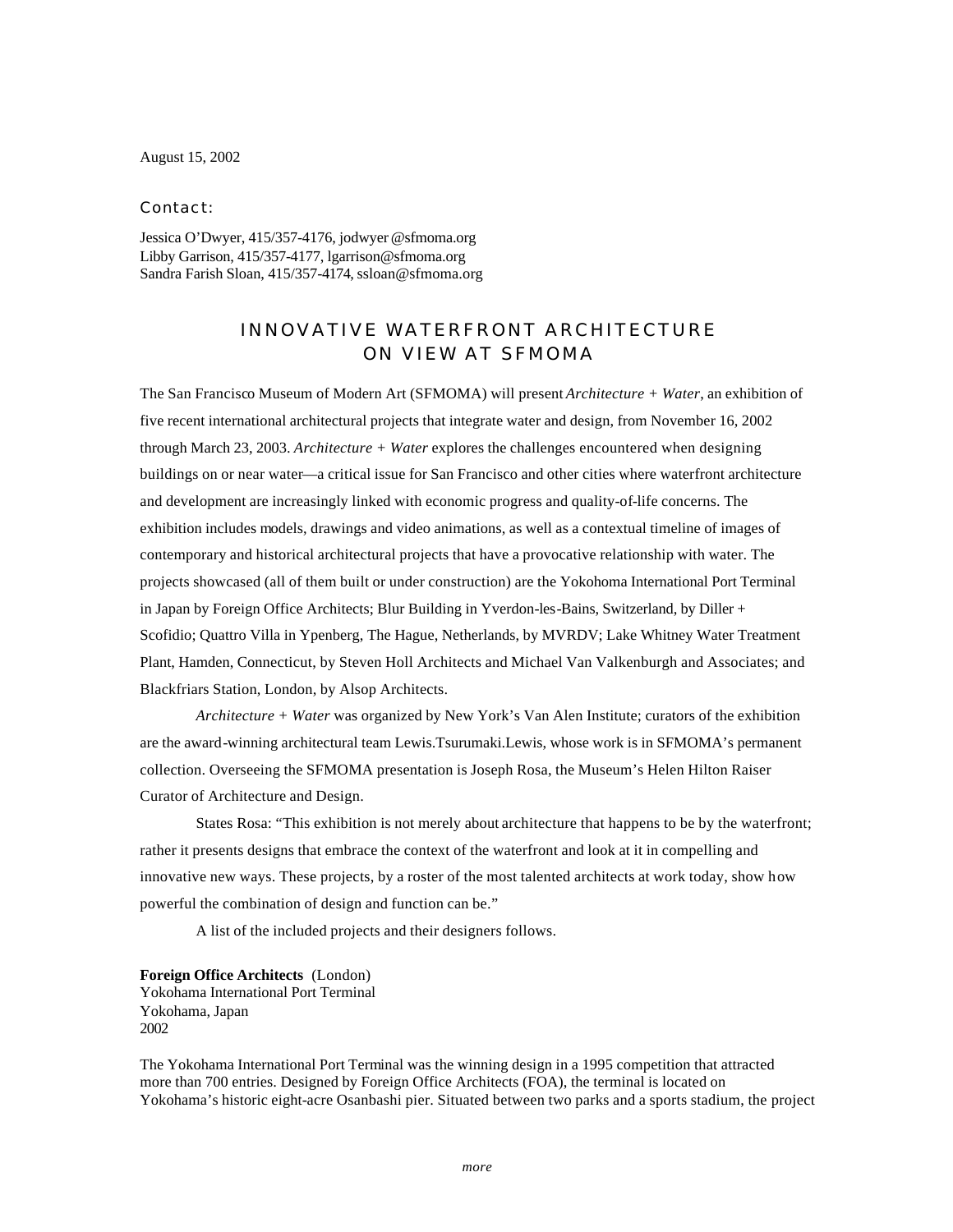August 15, 2002

Contact:

Jessica O'Dwyer, 415/357-4176, jodwyer@sfmoma.org
Libby Garrison, 415/357-4177, lgarrison@sfmoma.org
Sandra Farish Sloan, 415/357-4174, ssloan@sfmoma.org

# INNOVATIVE WATERFRONT ARCHITECTURE ON VIEW AT SFMOMA

The San Francisco Museum of Modern Art (SFMOMA) will present *Architecture + Water*, an exhibition of five recent international architectural projects that integrate water and design, from November 16, 2002 through March 23, 2003. *Architecture + Water* explores the challenges encountered when designing buildings on or near water—a critical issue for San Francisco and other cities where waterfront architecture and development are increasingly linked with economic progress and quality-of-life concerns. The exhibition includes models, drawings and video animations, as well as a contextual timeline of images of contemporary and historical architectural projects that have a provocative relationship with water. The projects showcased (all of them built or under construction) are the Yokohoma International Port Terminal in Japan by Foreign Office Architects; Blur Building in Yverdon-les-Bains, Switzerland, by Diller + Scofidio; Quattro Villa in Ypenberg, The Hague, Netherlands, by MVRDV; Lake Whitney Water Treatment Plant, Hamden, Connecticut, by Steven Holl Architects and Michael Van Valkenburgh and Associates; and Blackfriars Station, London, by Alsop Architects.

*Architecture + Water* was organized by New York's Van Alen Institute; curators of the exhibition are the award-winning architectural team Lewis.Tsurumaki.Lewis, whose work is in SFMOMA's permanent collection. Overseeing the SFMOMA presentation is Joseph Rosa, the Museum's Helen Hilton Raiser Curator of Architecture and Design.

States Rosa: "This exhibition is not merely about architecture that happens to be by the waterfront; rather it presents designs that embrace the context of the waterfront and look at it in compelling and innovative new ways. These projects, by a roster of the most talented architects at work today, show how powerful the combination of design and function can be."

A list of the included projects and their designers follows.

**Foreign Office Architects** (London)
Yokohama International Port Terminal
Yokohama, Japan
2002

The Yokohama International Port Terminal was the winning design in a 1995 competition that attracted more than 700 entries. Designed by Foreign Office Architects (FOA), the terminal is located on Yokohama's historic eight-acre Osanbashi pier. Situated between two parks and a sports stadium, the project

*more*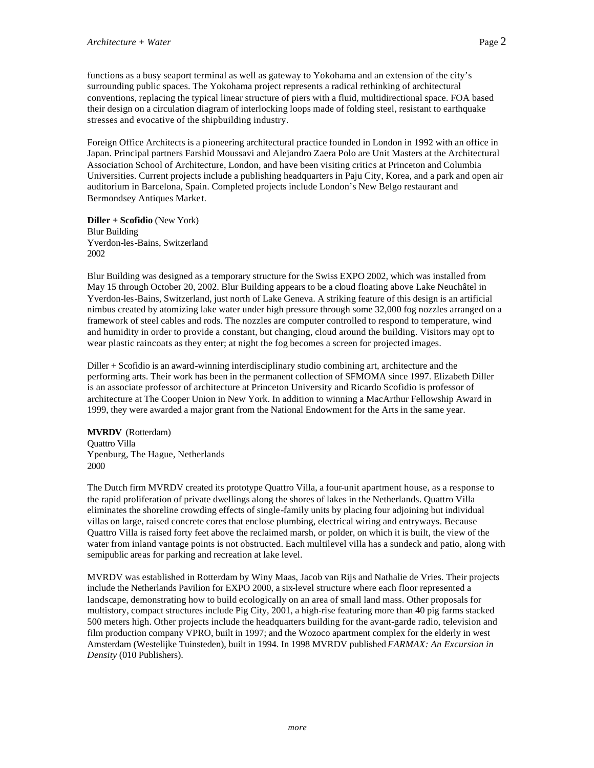functions as a busy seaport terminal as well as gateway to Yokohama and an extension of the city's surrounding public spaces. The Yokohama project represents a radical rethinking of architectural conventions, replacing the typical linear structure of piers with a fluid, multidirectional space. FOA based their design on a circulation diagram of interlocking loops made of folding steel, resistant to earthquake stresses and evocative of the shipbuilding industry.

Foreign Office Architects is a pioneering architectural practice founded in London in 1992 with an office in Japan. Principal partners Farshid Moussavi and Alejandro Zaera Polo are Unit Masters at the Architectural Association School of Architecture, London, and have been visiting critics at Princeton and Columbia Universities. Current projects include a publishing headquarters in Paju City, Korea, and a park and open air auditorium in Barcelona, Spain. Completed projects include London's New Belgo restaurant and Bermondsey Antiques Market.

**Diller + Scofidio** (New York)
Blur Building
Yverdon-les-Bains, Switzerland
2002

Blur Building was designed as a temporary structure for the Swiss EXPO 2002, which was installed from May 15 through October 20, 2002. Blur Building appears to be a cloud floating above Lake Neuchâtel in Yverdon-les-Bains, Switzerland, just north of Lake Geneva. A striking feature of this design is an artificial nimbus created by atomizing lake water under high pressure through some 32,000 fog nozzles arranged on a framework of steel cables and rods. The nozzles are computer controlled to respond to temperature, wind and humidity in order to provide a constant, but changing, cloud around the building. Visitors may opt to wear plastic raincoats as they enter; at night the fog becomes a screen for projected images.

Diller + Scofidio is an award-winning interdisciplinary studio combining art, architecture and the performing arts. Their work has been in the permanent collection of SFMOMA since 1997. Elizabeth Diller is an associate professor of architecture at Princeton University and Ricardo Scofidio is professor of architecture at The Cooper Union in New York. In addition to winning a MacArthur Fellowship Award in 1999, they were awarded a major grant from the National Endowment for the Arts in the same year.

**MVRDV** (Rotterdam)
Quattro Villa
Ypenburg, The Hague, Netherlands
2000

The Dutch firm MVRDV created its prototype Quattro Villa, a four-unit apartment house, as a response to the rapid proliferation of private dwellings along the shores of lakes in the Netherlands. Quattro Villa eliminates the shoreline crowding effects of single-family units by placing four adjoining but individual villas on large, raised concrete cores that enclose plumbing, electrical wiring and entryways. Because Quattro Villa is raised forty feet above the reclaimed marsh, or polder, on which it is built, the view of the water from inland vantage points is not obstructed. Each multilevel villa has a sundeck and patio, along with semipublic areas for parking and recreation at lake level.

MVRDV was established in Rotterdam by Winy Maas, Jacob van Rijs and Nathalie de Vries. Their projects include the Netherlands Pavilion for EXPO 2000, a six-level structure where each floor represented a landscape, demonstrating how to build ecologically on an area of small land mass. Other proposals for multistory, compact structures include Pig City, 2001, a high-rise featuring more than 40 pig farms stacked 500 meters high. Other projects include the headquarters building for the avant-garde radio, television and film production company VPRO, built in 1997; and the Wozoco apartment complex for the elderly in west Amsterdam (Westelijke Tuinsteden), built in 1994. In 1998 MVRDV published *FARMAX: An Excursion in Density* (010 Publishers).

*more*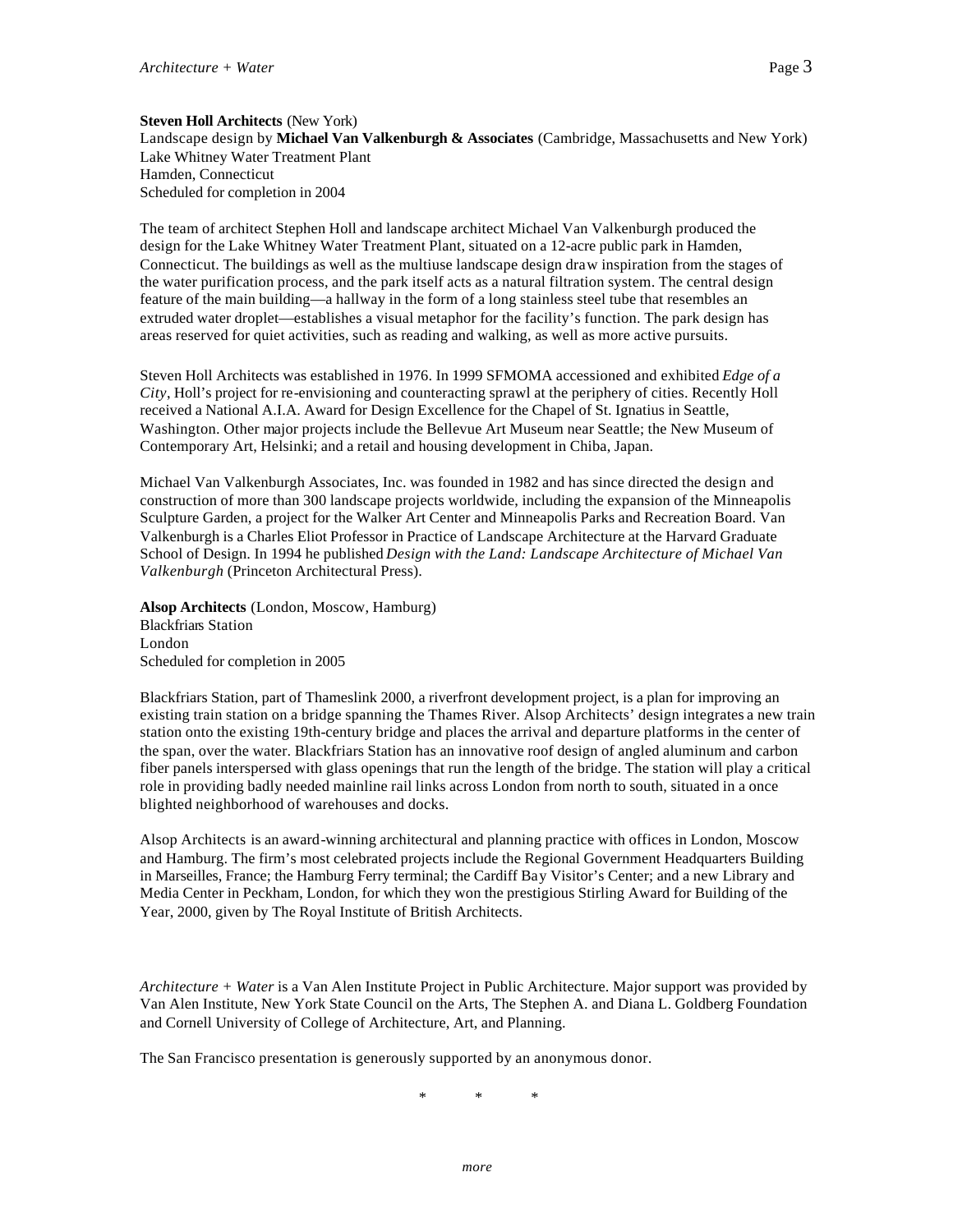**Steven Holl Architects** (New York)
Landscape design by **Michael Van Valkenburgh & Associates** (Cambridge, Massachusetts and New York)
Lake Whitney Water Treatment Plant
Hamden, Connecticut
Scheduled for completion in 2004

The team of architect Stephen Holl and landscape architect Michael Van Valkenburgh produced the design for the Lake Whitney Water Treatment Plant, situated on a 12-acre public park in Hamden, Connecticut. The buildings as well as the multiuse landscape design draw inspiration from the stages of the water purification process, and the park itself acts as a natural filtration system. The central design feature of the main building—a hallway in the form of a long stainless steel tube that resembles an extruded water droplet—establishes a visual metaphor for the facility's function. The park design has areas reserved for quiet activities, such as reading and walking, as well as more active pursuits.

Steven Holl Architects was established in 1976. In 1999 SFMOMA accessioned and exhibited *Edge of a City*, Holl's project for re-envisioning and counteracting sprawl at the periphery of cities. Recently Holl received a National A.I.A. Award for Design Excellence for the Chapel of St. Ignatius in Seattle, Washington. Other major projects include the Bellevue Art Museum near Seattle; the New Museum of Contemporary Art, Helsinki; and a retail and housing development in Chiba, Japan.

Michael Van Valkenburgh Associates, Inc. was founded in 1982 and has since directed the design and construction of more than 300 landscape projects worldwide, including the expansion of the Minneapolis Sculpture Garden, a project for the Walker Art Center and Minneapolis Parks and Recreation Board. Van Valkenburgh is a Charles Eliot Professor in Practice of Landscape Architecture at the Harvard Graduate School of Design. In 1994 he published *Design with the Land: Landscape Architecture of Michael Van Valkenburgh* (Princeton Architectural Press).

**Alsop Architects** (London, Moscow, Hamburg)
Blackfriars Station
London
Scheduled for completion in 2005

Blackfriars Station, part of Thameslink 2000, a riverfront development project, is a plan for improving an existing train station on a bridge spanning the Thames River. Alsop Architects' design integrates a new train station onto the existing 19th-century bridge and places the arrival and departure platforms in the center of the span, over the water. Blackfriars Station has an innovative roof design of angled aluminum and carbon fiber panels interspersed with glass openings that run the length of the bridge. The station will play a critical role in providing badly needed mainline rail links across London from north to south, situated in a once blighted neighborhood of warehouses and docks.

Alsop Architects is an award-winning architectural and planning practice with offices in London, Moscow and Hamburg. The firm's most celebrated projects include the Regional Government Headquarters Building in Marseilles, France; the Hamburg Ferry terminal; the Cardiff Bay Visitor's Center; and a new Library and Media Center in Peckham, London, for which they won the prestigious Stirling Award for Building of the Year, 2000, given by The Royal Institute of British Architects.

*Architecture + Water* is a Van Alen Institute Project in Public Architecture. Major support was provided by Van Alen Institute, New York State Council on the Arts, The Stephen A. and Diana L. Goldberg Foundation and Cornell University of College of Architecture, Art, and Planning.

The San Francisco presentation is generously supported by an anonymous donor.

\*  \*  \*

*more*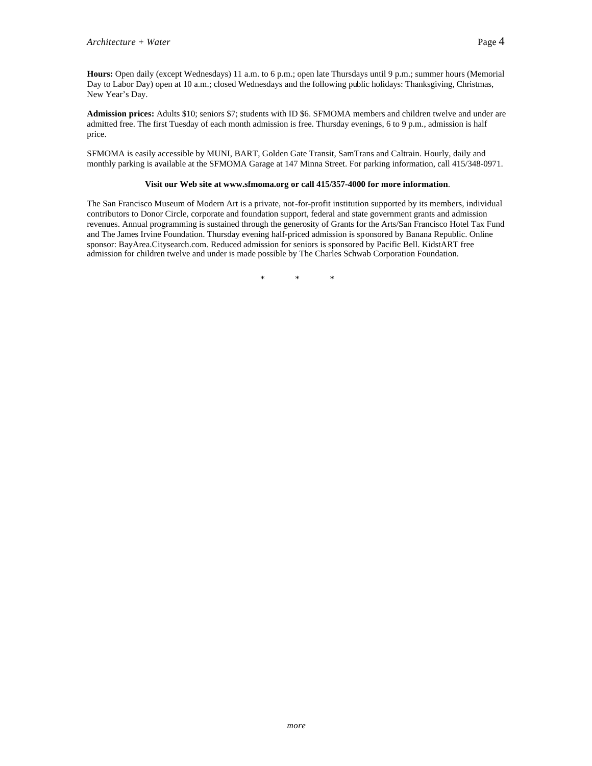**Hours:** Open daily (except Wednesdays) 11 a.m. to 6 p.m.; open late Thursdays until 9 p.m.; summer hours (Memorial Day to Labor Day) open at 10 a.m.; closed Wednesdays and the following public holidays: Thanksgiving, Christmas, New Year's Day.

**Admission prices:** Adults $10; seniors $7; students with ID $6. SFMOMA members and children twelve and under are admitted free. The first Tuesday of each month admission is free. Thursday evenings, 6 to 9 p.m., admission is half price.

SFMOMA is easily accessible by MUNI, BART, Golden Gate Transit, SamTrans and Caltrain. Hourly, daily and monthly parking is available at the SFMOMA Garage at 147 Minna Street. For parking information, call 415/348-0971.

**Visit our Web site at www.sfmoma.org or call 415/357-4000 for more information**.

The San Francisco Museum of Modern Art is a private, not-for-profit institution supported by its members, individual contributors to Donor Circle, corporate and foundation support, federal and state government grants and admission revenues. Annual programming is sustained through the generosity of Grants for the Arts/San Francisco Hotel Tax Fund and The James Irvine Foundation. Thursday evening half-priced admission is sponsored by Banana Republic. Online sponsor: BayArea.Citysearch.com. Reduced admission for seniors is sponsored by Pacific Bell. KidstART free admission for children twelve and under is made possible by The Charles Schwab Corporation Foundation.

\*     \*     \*

*more*